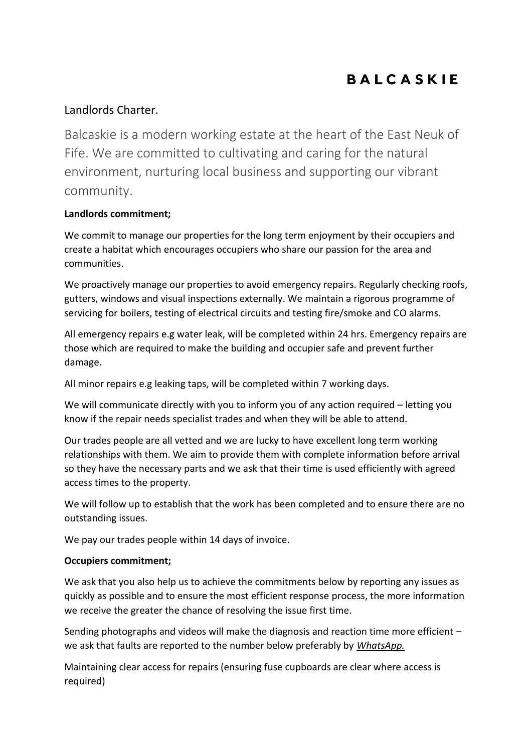# BALCASKIE

## Landlords Charter.

Balcaskie is a modern working estate at the heart of the East Neuk of Fife. We are committed to cultivating and caring for the natural environment, nurturing local business and supporting our vibrant community.

**Landlords commitment;**

We commit to manage our properties for the long term enjoyment by their occupiers and create a habitat which encourages occupiers who share our passion for the area and communities.

We proactively manage our properties to avoid emergency repairs. Regularly checking roofs, gutters, windows and visual inspections externally. We maintain a rigorous programme of servicing for boilers, testing of electrical circuits and testing fire/smoke and CO alarms.

All emergency repairs e.g water leak, will be completed within 24 hrs. Emergency repairs are those which are required to make the building and occupier safe and prevent further damage.

All minor repairs e.g leaking taps, will be completed within 7 working days.

We will communicate directly with you to inform you of any action required – letting you know if the repair needs specialist trades and when they will be able to attend.

Our trades people are all vetted and we are lucky to have excellent long term working relationships with them. We aim to provide them with complete information before arrival so they have the necessary parts and we ask that their time is used efficiently with agreed access times to the property.

We will follow up to establish that the work has been completed and to ensure there are no outstanding issues.

We pay our trades people within 14 days of invoice.

**Occupiers commitment;**

We ask that you also help us to achieve the commitments below by reporting any issues as quickly as possible and to ensure the most efficient response process, the more information we receive the greater the chance of resolving the issue first time.

Sending photographs and videos will make the diagnosis and reaction time more efficient – we ask that faults are reported to the number below preferably by ***WhatsApp.***

Maintaining clear access for repairs (ensuring fuse cupboards are clear where access is required)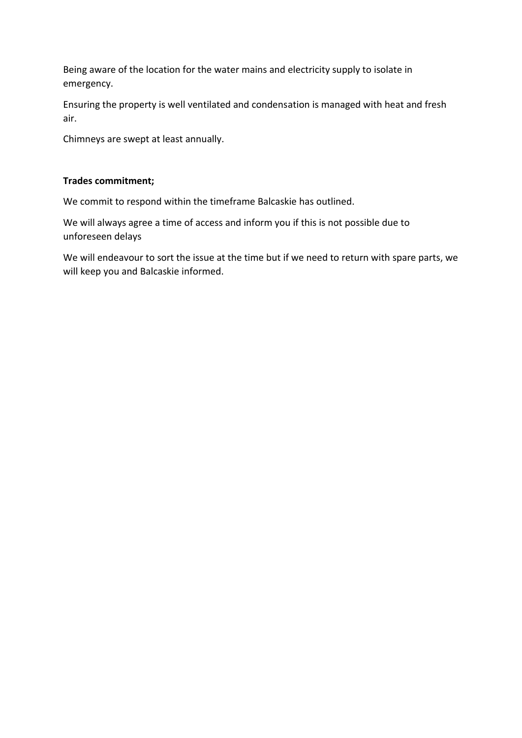Being aware of the location for the water mains and electricity supply to isolate in emergency.

Ensuring the property is well ventilated and condensation is managed with heat and fresh air.

Chimneys are swept at least annually.

**Trades commitment;**

We commit to respond within the timeframe Balcaskie has outlined.

We will always agree a time of access and inform you if this is not possible due to unforeseen delays

We will endeavour to sort the issue at the time but if we need to return with spare parts, we will keep you and Balcaskie informed.